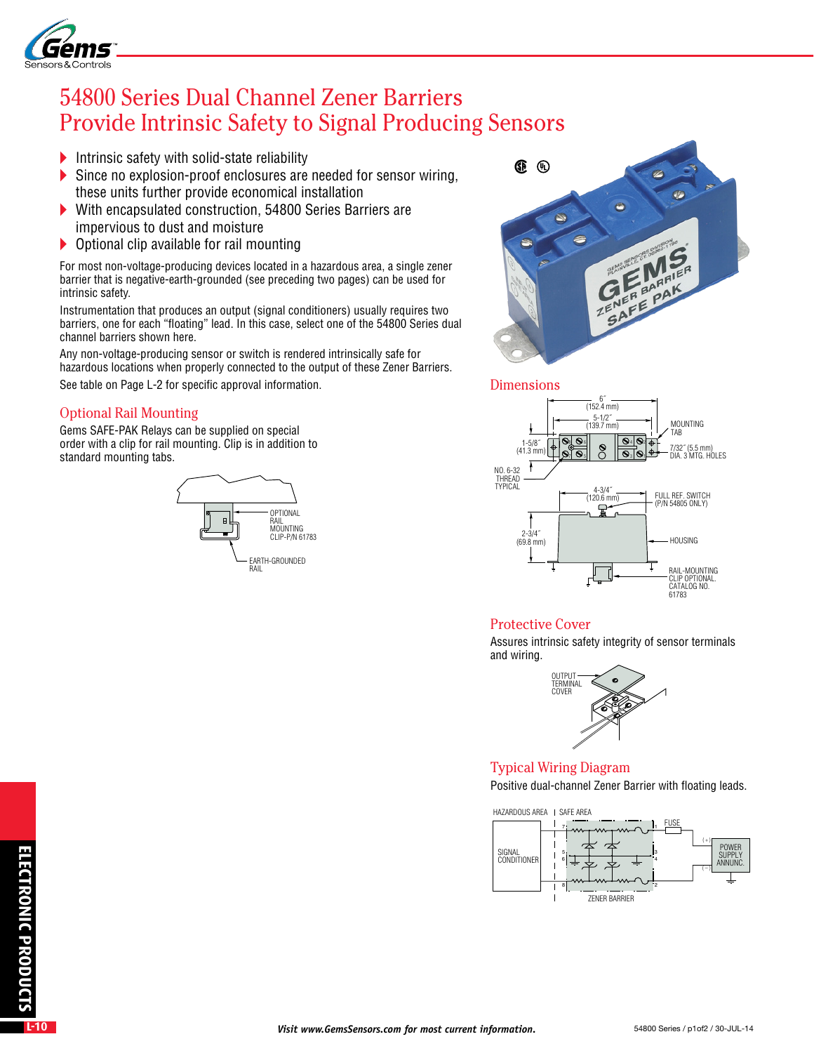# 54800 Series Dual Channel Zener Barriers Provide Intrinsic Safety to Signal Producing Sensors

- Intrinsic safety with solid-state reliability
- Since no explosion-proof enclosures are needed for sensor wiring, these units further provide economical installation
- With encapsulated construction, 54800 Series Barriers are impervious to dust and moisture
- Optional clip available for rail mounting

For most non-voltage-producing devices located in a hazardous area, a single zener barrier that is negative-earth-grounded (see preceding two pages) can be used for intrinsic safety.

Instrumentation that produces an output (signal conditioners) usually requires two barriers, one for each "floating" lead. In this case, select one of the 54800 Series dual channel barriers shown here.

Any non-voltage-producing sensor or switch is rendered intrinsically safe for hazardous locations when properly connected to the output of these Zener Barriers.

See table on Page L-2 for specific approval information.

## Optional Rail Mounting

Gems SAFE-PAK Relays can be supplied on special order with a clip for rail mounting. Clip is in addition to standard mounting tabs.

OPTIONAL RAIL MOUNTING CLIP-P/N 61783

EARTH-GROUNDED RAIL

## Dimensions

6″ (152.4 mm)

5-1/2″ (139.7 mm)

MOUNTING TAB

1-5/8″ (41.3 mm)

7/32″ (5.5 mm) DIA. 3 MTG. HOLES

NO. 6-32 THREAD TYPICAL

4-3/4″ (120.6 mm)

FULL REF. SWITCH (P/N 54805 ONLY)

2-3/4″ (69.8 mm)

HOUSING

RAIL-MOUNTING CLIP OPTIONAL. CATALOG NO. 61783

## Protective Cover

Assures intrinsic safety integrity of sensor terminals and wiring.

OUTPUT TERMINAL COVER

## Typical Wiring Diagram

Positive dual-channel Zener Barrier with floating leads.

HAZARDOUS AREA | SAFE AREA

SIGNAL CONDITIONER

FUSE

POWER SUPPLY ANNUNC.

ZENER BARRIER

*Visit www.GemsSensors.com for most current information.*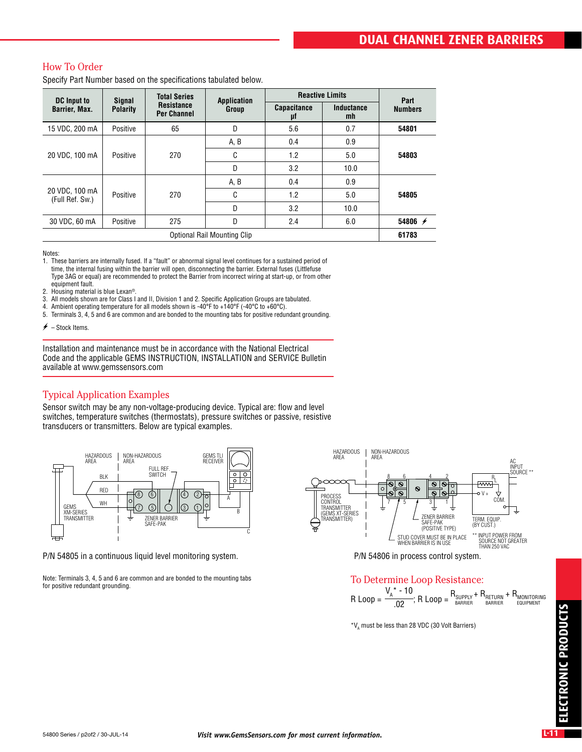# DUAL CHANNEL ZENER BARRIERS

## How To Order

Specify Part Number based on the specifications tabulated below.

| DC Input to Barrier, Max. | Signal Polarity | Total Series Resistance Per Channel | Application Group | Reactive Limits | | Part Numbers |
|---|---|---|---|---|---|---|
| | | | | Capacitance µf | Inductance mh | |
| 15 VDC, 200 mA | Positive | 65 | D | 5.6 | 0.7 | **54801** |
| 20 VDC, 100 mA | Positive | 270 | A, B | 0.4 | 0.9 | **54803** |
| | | | C | 1.2 | 5.0 | |
| | | | D | 3.2 | 10.0 | |
| 20 VDC, 100 mA (Full Ref. Sw.) | Positive | 270 | A, B | 0.4 | 0.9 | **54805** |
| | | | C | 1.2 | 5.0 | |
| | | | D | 3.2 | 10.0 | |
| 30 VDC, 60 mA | Positive | 275 | D | 2.4 | 6.0 | **54806** ⚡ |
| Optional Rail Mounting Clip | | | | | | **61783** |

Notes:

1. These barriers are internally fused. If a "fault" or abnormal signal level continues for a sustained period of time, the internal fusing within the barrier will open, disconnecting the barrier. External fuses (Littlefuse Type 3AG or equal) are recommended to protect the Barrier from incorrect wiring at start-up, or from other equipment fault.
2. Housing material is blue Lexan®.
3. All models shown are for Class I and II, Division 1 and 2. Specific Application Groups are tabulated.
4. Ambient operating temperature for all models shown is -40°F to +140°F (-40°C to +60°C).
5. Terminals 3, 4, 5 and 6 are common and are bonded to the mounting tabs for positive redundant grounding.

⚡ – Stock Items.

Installation and maintenance must be in accordance with the National Electrical Code and the applicable GEMS INSTRUCTION, INSTALLATION and SERVICE Bulletin available at www.gemssensors.com

## Typical Application Examples

Sensor switch may be any non-voltage-producing device. Typical are: flow and level switches, temperature switches (thermostats), pressure switches or passive, resistive transducers or transmitters. Below are typical examples.

HAZARDOUS AREA
NON-HAZARDOUS AREA
GEMS TLI RECEIVER
FULL REF. SWITCH
BLK
RED
WH
GEMS XM-SERIES TRANSMITTER
ZENER BARRIER SAFE-PAK
8 6 4 2 7 5 3 1
A B C

P/N 54805 in a continuous liquid level monitoring system.

Note: Terminals 3, 4, 5 and 6 are common and are bonded to the mounting tabs for positive redundant grounding.

HAZARDOUS AREA
NON-HAZARDOUS AREA
AC INPUT SOURCE **
$R_L$
V +
COM.
PROCESS CONTROL TRANSMITTER (GEMS XT-SERIES TRANSMITTER)
8 6 4 2 7 5 3 1
ZENER BARRIER SAFE-PAK (POSITIVE TYPE)
TERM. EQUIP. (BY CUST.)
STUD COVER MUST BE IN PLACE WHEN BARRIER IS IN USE
** INPUT POWER FROM SOURCE NOT GREATER THAN 250 VAC

P/N 54806 in process control system.

## To Determine Loop Resistance:

$$R\ Loop = \frac{V_A^* - 10}{.02};\quad R\ Loop = R_{SUPPLY\ BARRIER} + R_{RETURN\ BARRIER} + R_{MONITORING\ EQUIPMENT}$$

*$V_A$ must be less than 28 VDC (30 Volt Barriers)

54800 Series / p2of2 / 30-JUL-14

*Visit www.GemsSensors.com for most current information.*

ELECTRONIC PRODUCTS